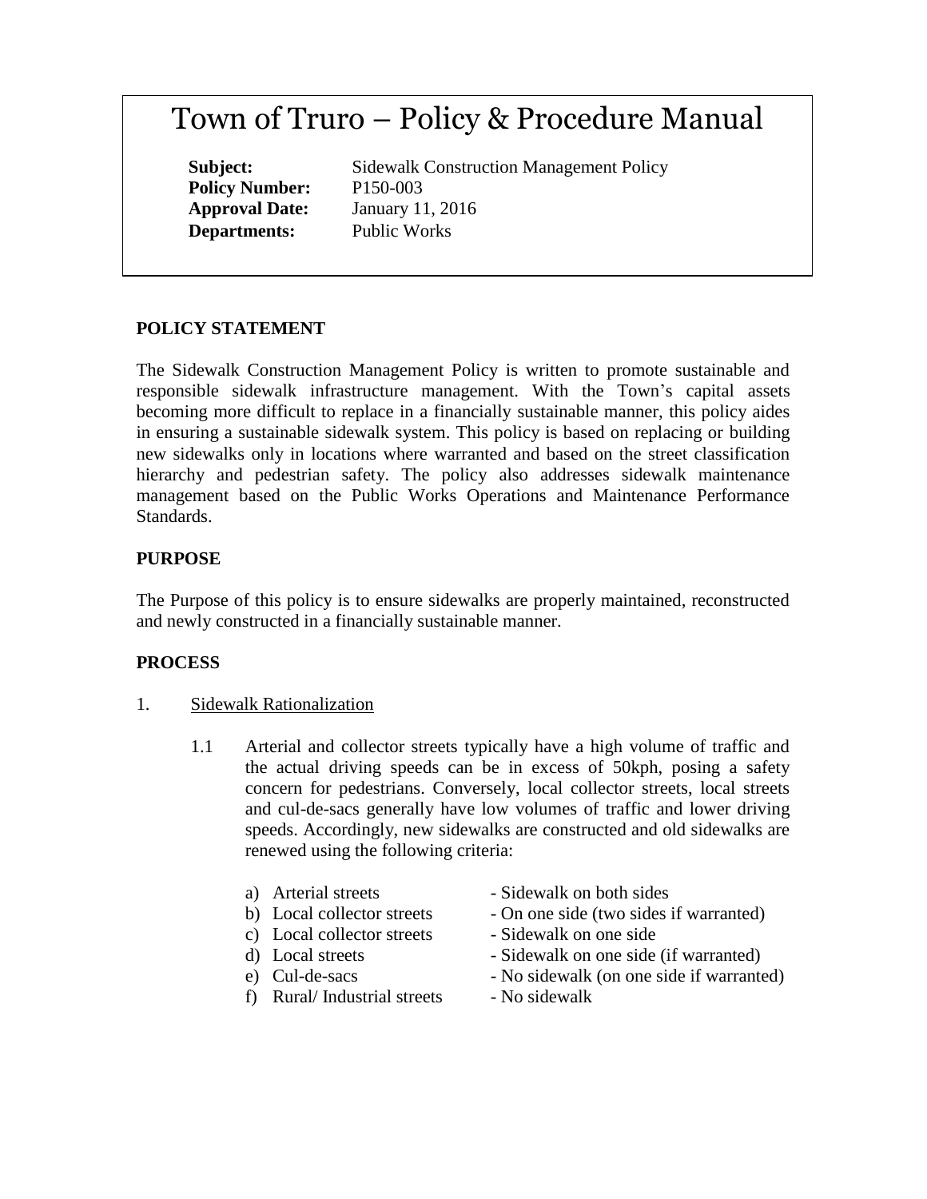# Town of Truro – Policy & Procedure Manual

**Subject:** Sidewalk Construction Management Policy
**Policy Number:** P150-003
**Approval Date:** January 11, 2016
**Departments:** Public Works

## POLICY STATEMENT

The Sidewalk Construction Management Policy is written to promote sustainable and responsible sidewalk infrastructure management. With the Town's capital assets becoming more difficult to replace in a financially sustainable manner, this policy aides in ensuring a sustainable sidewalk system. This policy is based on replacing or building new sidewalks only in locations where warranted and based on the street classification hierarchy and pedestrian safety. The policy also addresses sidewalk maintenance management based on the Public Works Operations and Maintenance Performance Standards.

## PURPOSE

The Purpose of this policy is to ensure sidewalks are properly maintained, reconstructed and newly constructed in a financially sustainable manner.

## PROCESS

1. Sidewalk Rationalization

   1.1 Arterial and collector streets typically have a high volume of traffic and the actual driving speeds can be in excess of 50kph, posing a safety concern for pedestrians. Conversely, local collector streets, local streets and cul-de-sacs generally have low volumes of traffic and lower driving speeds. Accordingly, new sidewalks are constructed and old sidewalks are renewed using the following criteria:

   a) Arterial streets - Sidewalk on both sides
   b) Local collector streets - On one side (two sides if warranted)
   c) Local collector streets - Sidewalk on one side
   d) Local streets - Sidewalk on one side (if warranted)
   e) Cul-de-sacs - No sidewalk (on one side if warranted)
   f) Rural/ Industrial streets - No sidewalk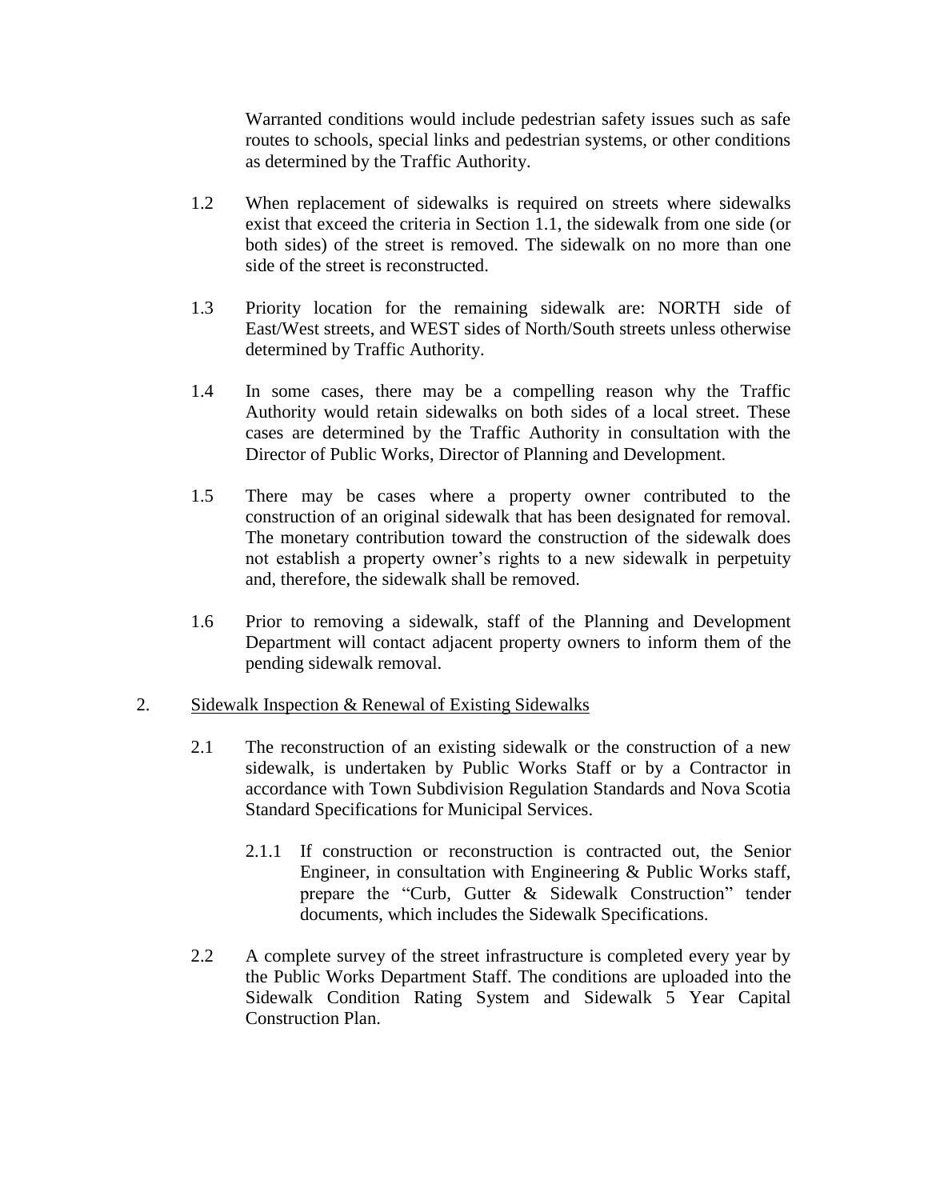Warranted conditions would include pedestrian safety issues such as safe routes to schools, special links and pedestrian systems, or other conditions as determined by the Traffic Authority.

1.2 When replacement of sidewalks is required on streets where sidewalks exist that exceed the criteria in Section 1.1, the sidewalk from one side (or both sides) of the street is removed. The sidewalk on no more than one side of the street is reconstructed.

1.3 Priority location for the remaining sidewalk are: NORTH side of East/West streets, and WEST sides of North/South streets unless otherwise determined by Traffic Authority.

1.4 In some cases, there may be a compelling reason why the Traffic Authority would retain sidewalks on both sides of a local street. These cases are determined by the Traffic Authority in consultation with the Director of Public Works, Director of Planning and Development.

1.5 There may be cases where a property owner contributed to the construction of an original sidewalk that has been designated for removal. The monetary contribution toward the construction of the sidewalk does not establish a property owner's rights to a new sidewalk in perpetuity and, therefore, the sidewalk shall be removed.

1.6 Prior to removing a sidewalk, staff of the Planning and Development Department will contact adjacent property owners to inform them of the pending sidewalk removal.

2. <u>Sidewalk Inspection & Renewal of Existing Sidewalks</u>

2.1 The reconstruction of an existing sidewalk or the construction of a new sidewalk, is undertaken by Public Works Staff or by a Contractor in accordance with Town Subdivision Regulation Standards and Nova Scotia Standard Specifications for Municipal Services.

2.1.1 If construction or reconstruction is contracted out, the Senior Engineer, in consultation with Engineering & Public Works staff, prepare the "Curb, Gutter & Sidewalk Construction" tender documents, which includes the Sidewalk Specifications.

2.2 A complete survey of the street infrastructure is completed every year by the Public Works Department Staff. The conditions are uploaded into the Sidewalk Condition Rating System and Sidewalk 5 Year Capital Construction Plan.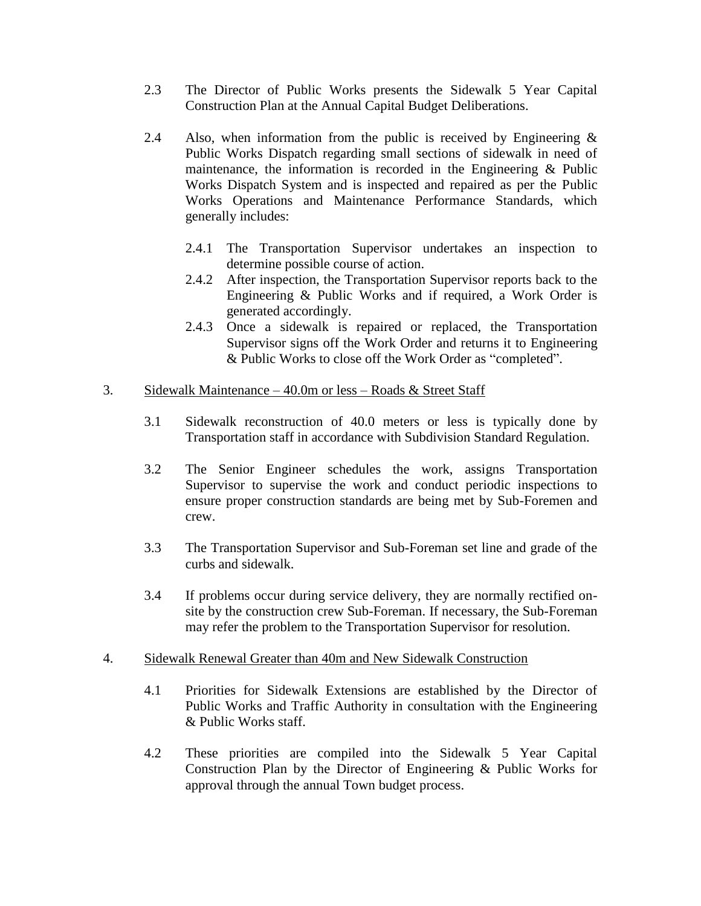2.3 The Director of Public Works presents the Sidewalk 5 Year Capital Construction Plan at the Annual Capital Budget Deliberations.

2.4 Also, when information from the public is received by Engineering & Public Works Dispatch regarding small sections of sidewalk in need of maintenance, the information is recorded in the Engineering & Public Works Dispatch System and is inspected and repaired as per the Public Works Operations and Maintenance Performance Standards, which generally includes:

2.4.1 The Transportation Supervisor undertakes an inspection to determine possible course of action.

2.4.2 After inspection, the Transportation Supervisor reports back to the Engineering & Public Works and if required, a Work Order is generated accordingly.

2.4.3 Once a sidewalk is repaired or replaced, the Transportation Supervisor signs off the Work Order and returns it to Engineering & Public Works to close off the Work Order as "completed".

3. <u>Sidewalk Maintenance – 40.0m or less – Roads & Street Staff</u>

3.1 Sidewalk reconstruction of 40.0 meters or less is typically done by Transportation staff in accordance with Subdivision Standard Regulation.

3.2 The Senior Engineer schedules the work, assigns Transportation Supervisor to supervise the work and conduct periodic inspections to ensure proper construction standards are being met by Sub-Foremen and crew.

3.3 The Transportation Supervisor and Sub-Foreman set line and grade of the curbs and sidewalk.

3.4 If problems occur during service delivery, they are normally rectified on-site by the construction crew Sub-Foreman. If necessary, the Sub-Foreman may refer the problem to the Transportation Supervisor for resolution.

4. <u>Sidewalk Renewal Greater than 40m and New Sidewalk Construction</u>

4.1 Priorities for Sidewalk Extensions are established by the Director of Public Works and Traffic Authority in consultation with the Engineering & Public Works staff.

4.2 These priorities are compiled into the Sidewalk 5 Year Capital Construction Plan by the Director of Engineering & Public Works for approval through the annual Town budget process.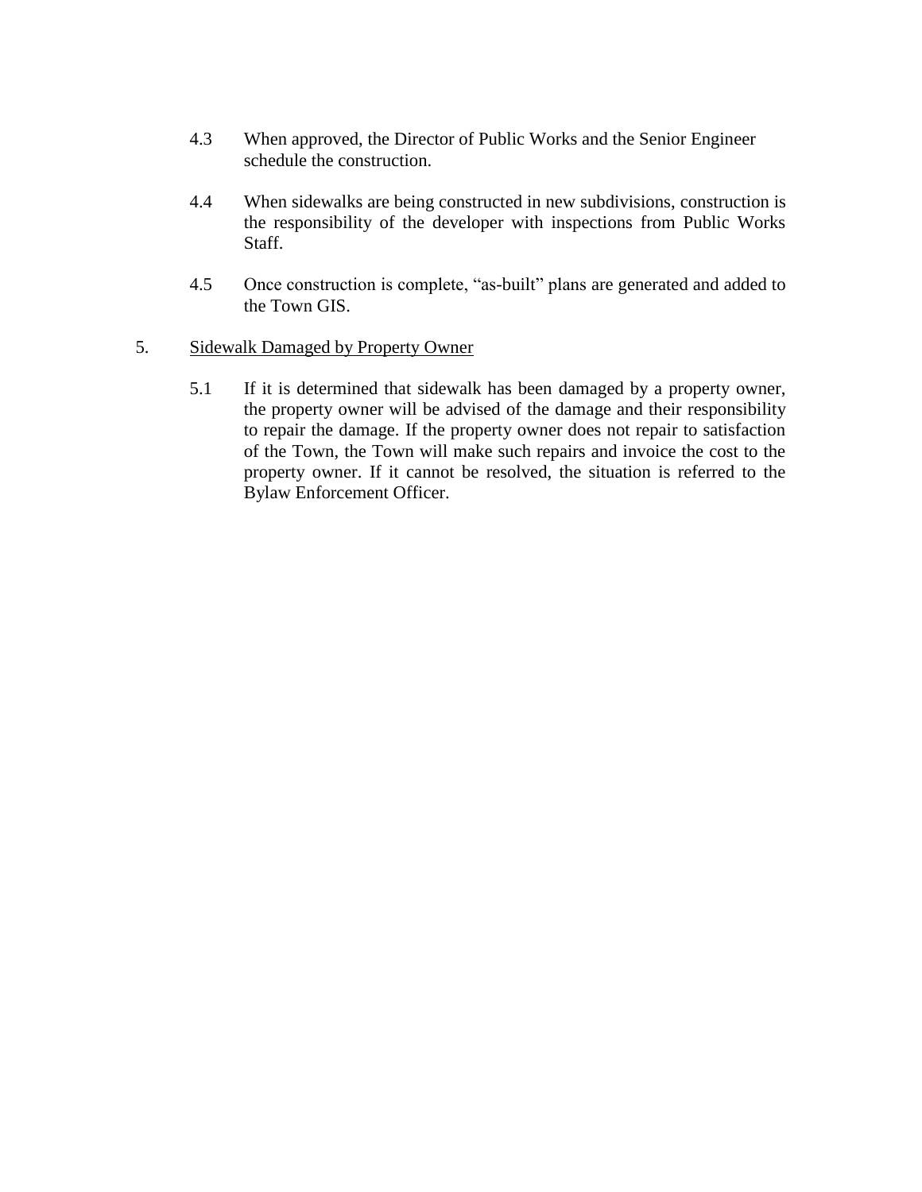4.3 When approved, the Director of Public Works and the Senior Engineer schedule the construction.

4.4 When sidewalks are being constructed in new subdivisions, construction is the responsibility of the developer with inspections from Public Works Staff.

4.5 Once construction is complete, “as-built” plans are generated and added to the Town GIS.

5. Sidewalk Damaged by Property Owner

5.1 If it is determined that sidewalk has been damaged by a property owner, the property owner will be advised of the damage and their responsibility to repair the damage. If the property owner does not repair to satisfaction of the Town, the Town will make such repairs and invoice the cost to the property owner. If it cannot be resolved, the situation is referred to the Bylaw Enforcement Officer.